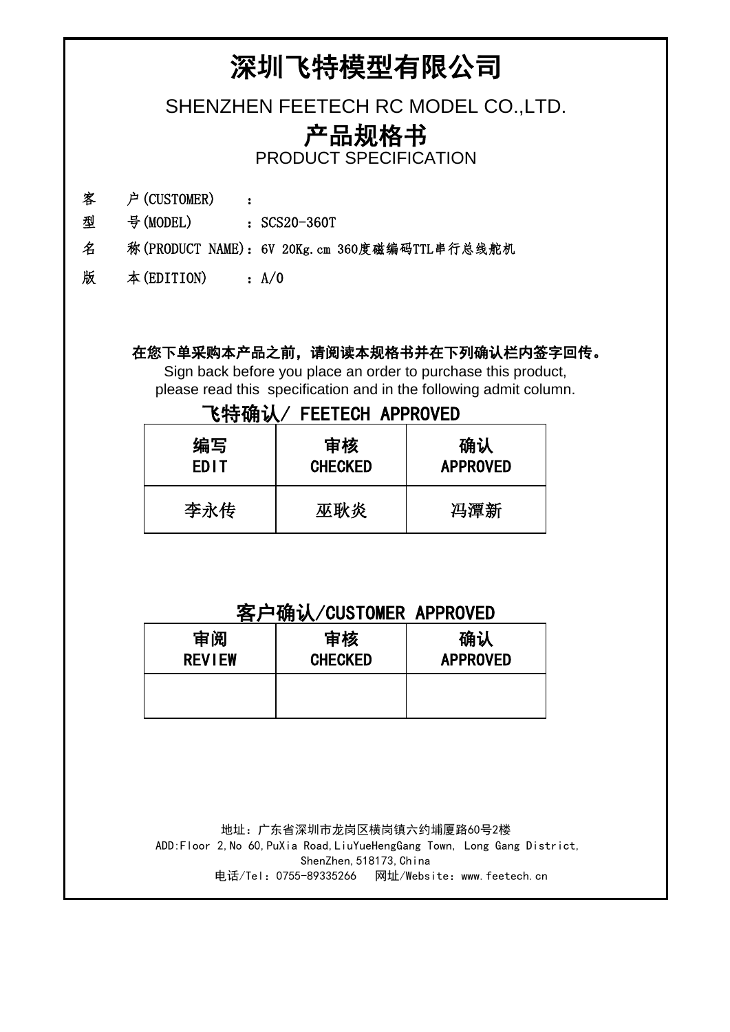# 深圳飞特模型有限公司

SHENZHEN FEETECH RC MODEL CO.,LTD.

## 产品规格书

PRODUCT SPECIFICATION

客　户(CUSTOMER)　　：

型　号(MODEL)　　　：SCS20-360T

名　称(PRODUCT NAME)：6V 20Kg.cm 360度磁编码TTL串行总线舵机

版　本(EDITION)　　：A/0

**在您下单采购本产品之前，请阅读本规格书并在下列确认栏内签字回传。**

Sign back before you place an order to purchase this product, please read this specification and in the following admit column.

**飞特确认/ FEETECH APPROVED**

| 编写<br>EDIT | 审核<br>CHECKED | 确认<br>APPROVED |
|---|---|---|
| 李永传 | 巫耿炎 | 冯潭新 |

**客户确认/CUSTOMER APPROVED**

| 审阅<br>REVIEW | 审核<br>CHECKED | 确认<br>APPROVED |
|---|---|---|
| | | |

地址：广东省深圳市龙岗区横岗镇六约埔厦路60号2楼

ADD:Floor 2,No 60,PuXia Road,LiuYueHengGang Town, Long Gang District, ShenZhen,518173,China

电话/Tel：0755-89335266　网址/Website：www.feetech.cn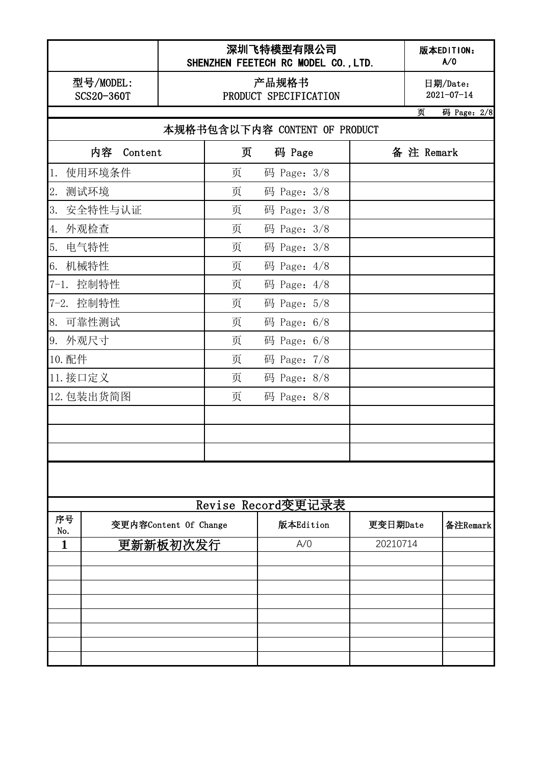| | 深圳飞特模型有限公司<br>SHENZHEN FEETECH RC MODEL CO.,LTD. | 版本EDITION：<br>A/0 |
|---|---|---|
| 型号/MODEL:<br>SCS20-360T | 产品规格书<br>PRODUCT SPECIFICATION | 日期/Date：<br>2021-07-14 |

## 本规格书包含以下内容 CONTENT OF PRODUCT

| 内容 Content | 页 码 Page | 备 注 Remark |
|---|---|---|
| 1. 使用环境条件 | 页 码 Page：3/8 | |
| 2. 测试环境 | 页 码 Page：3/8 | |
| 3. 安全特性与认证 | 页 码 Page：3/8 | |
| 4. 外观检查 | 页 码 Page：3/8 | |
| 5. 电气特性 | 页 码 Page：3/8 | |
| 6. 机械特性 | 页 码 Page：4/8 | |
| 7-1. 控制特性 | 页 码 Page：4/8 | |
| 7-2. 控制特性 | 页 码 Page：5/8 | |
| 8. 可靠性测试 | 页 码 Page：6/8 | |
| 9. 外观尺寸 | 页 码 Page：6/8 | |
| 10.配件 | 页 码 Page：7/8 | |
| 11.接口定义 | 页 码 Page：8/8 | |
| 12.包装出货简图 | 页 码 Page：8/8 | |
| | | |
| | | |
| | | |

## Revise Record变更记录表

| 序号 No. | 变更内容Content Of Change | 版本Edition | 更变日期Date | 备注Remark |
|---|---|---|---|---|
| 1 | 更新新板初次发行 | A/0 | 20210714 | |
| | | | | |
| | | | | |
| | | | | |
| | | | | |
| | | | | |
| | | | | |
| | | | | |
| | | | | |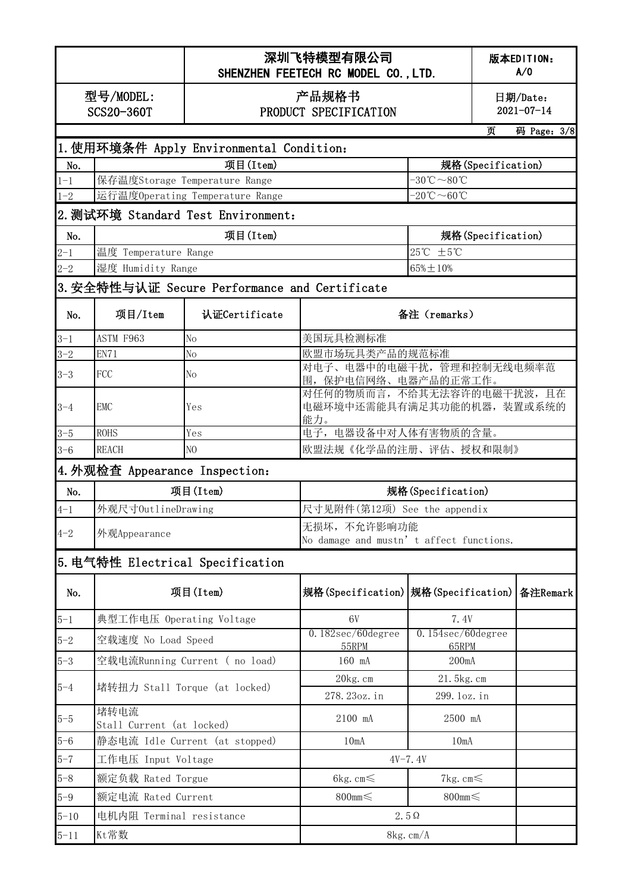| | 深圳飞特模型有限公司<br>SHENZHEN FEETECH RC MODEL CO.,LTD. | 版本EDITION：<br>A/0 |
|---|---|---|
| 型号/MODEL:<br>SCS20-360T | 产品规格书<br>PRODUCT SPECIFICATION | 日期/Date：<br>2021-07-14 |

## 1.使用环境条件 Apply Environmental Condition：

| No. | 项目(Item) | 规格(Specification) |
|---|---|---|
| 1-1 | 保存温度Storage Temperature Range | -30℃～80℃ |
| 1-2 | 运行温度Operating Temperature Range | -20℃～60℃ |

## 2.测试环境 Standard Test Environment：

| No. | 项目(Item) | 规格(Specification) |
|---|---|---|
| 2-1 | 温度 Temperature Range | 25℃ ±5℃ |
| 2-2 | 湿度 Humidity Range | 65%±10% |

## 3.安全特性与认证 Secure Performance and Certificate

| No. | 项目/Item | 认证Certificate | 备注（remarks） |
|---|---|---|---|
| 3-1 | ASTM F963 | No | 美国玩具检测标准 |
| 3-2 | EN71 | No | 欧盟市场玩具类产品的规范标准 |
| 3-3 | FCC | No | 对电子、电器中的电磁干扰，管理和控制无线电频率范围，保护电信网络、电器产品的正常工作。 |
| 3-4 | EMC | Yes | 对任何的物质而言，不给其无法容许的电磁干扰波，且在电磁环境中还需能具有满足其功能的机器，装置或系统的能力。 |
| 3-5 | ROHS | Yes | 电子，电器设备中对人体有害物质的含量。 |
| 3-6 | REACH | NO | 欧盟法规《化学品的注册、评估、授权和限制》 |

## 4.外观检查 Appearance Inspection：

| No. | 项目(Item) | 规格(Specification) |
|---|---|---|
| 4-1 | 外观尺寸OutlineDrawing | 尺寸见附件(第12项) See the appendix |
| 4-2 | 外观Appearance | 无损坏，不允许影响功能<br>No damage and mustn’t affect functions. |

## 5.电气特性 Electrical Specification

| No. | 项目(Item) | 规格(Specification) | 规格(Specification) | 备注Remark |
|---|---|---|---|---|
| 5-1 | 典型工作电压 Operating Voltage | 6V | 7.4V | |
| 5-2 | 空载速度 No Load Speed | 0.182sec/60degree<br>55RPM | 0.154sec/60degree<br>65RPM | |
| 5-3 | 空载电流Running Current ( no load) | 160 mA | 200mA | |
| 5-4 | 堵转扭力 Stall Torque (at locked) | 20kg.cm<br>278.23oz.in | 21.5kg.cm<br>299.1oz.in | |
| 5-5 | 堵转电流<br>Stall Current (at locked) | 2100 mA | 2500 mA | |
| 5-6 | 静态电流 Idle Current (at stopped) | 10mA | 10mA | |
| 5-7 | 工作电压 Input Voltage | 4V-7.4V | | |
| 5-8 | 额定负载 Rated Torgue | 6kg.cm≤ | 7kg.cm≤ | |
| 5-9 | 额定电流 Rated Current | 800mm≤ | 800mm≤ | |
| 5-10 | 电机内阻 Terminal resistance | 2.5Ω | | |
| 5-11 | Kt常数 | 8kg.cm/A | | |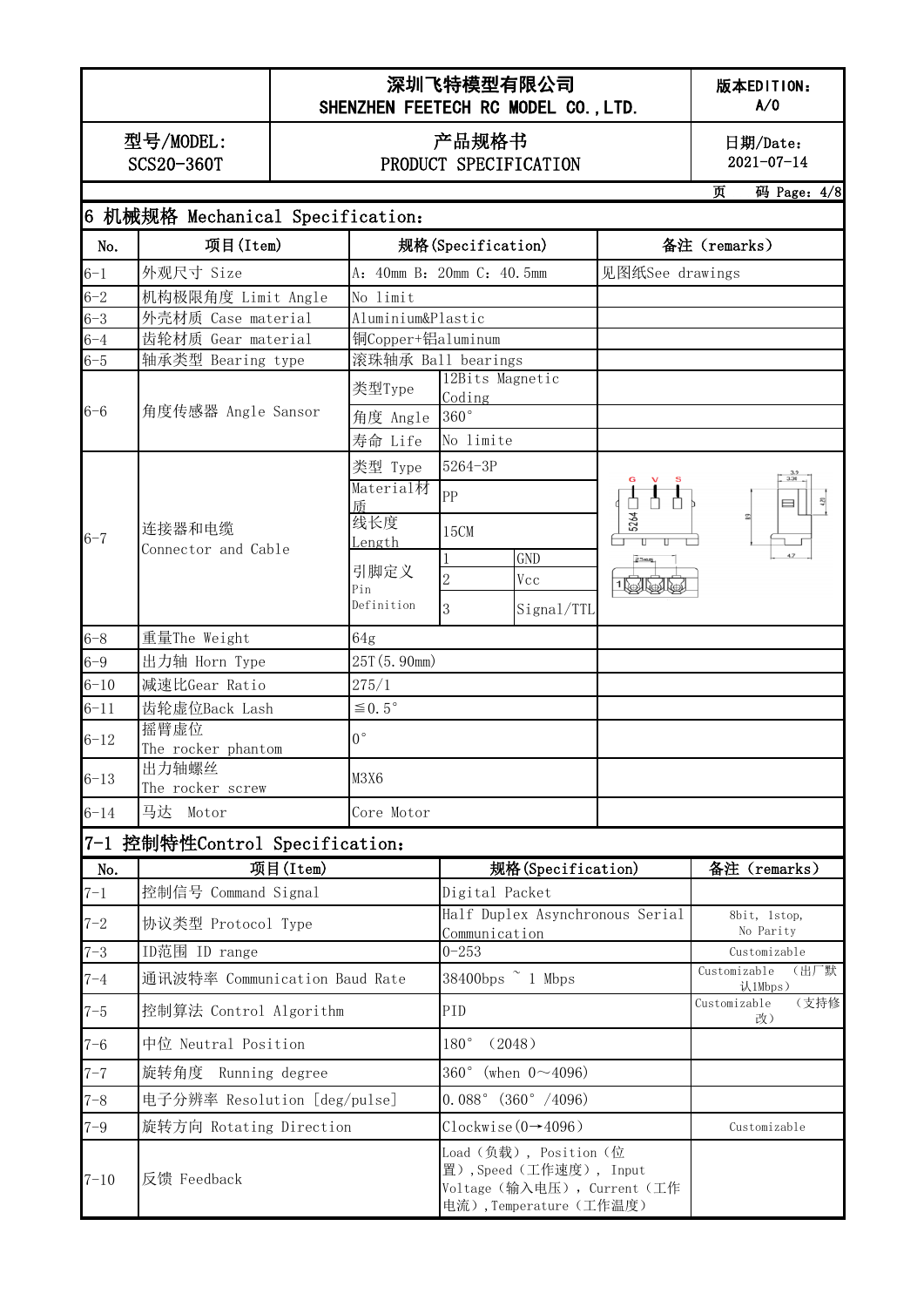| | 深圳飞特模型有限公司 SHENZHEN FEETECH RC MODEL CO., LTD. | 版本EDITION: A/0 |
|---|---|---|
| 型号/MODEL: SCS20-360T | 产品规格书 PRODUCT SPECIFICATION | 日期/Date: 2021-07-14 |

## 6 机械规格 Mechanical Specification:

| No. | 项目(Item) | 规格(Specification) | | | 备注（remarks） |
|---|---|---|---|---|---|
| 6-1 | 外观尺寸 Size | A: 40mm B: 20mm C: 40.5mm | | | 见图纸See drawings |
| 6-2 | 机构极限角度 Limit Angle | No limit | | | |
| 6-3 | 外壳材质 Case material | Aluminium&Plastic | | | |
| 6-4 | 齿轮材质 Gear material | 铜Copper+铝aluminum | | | |
| 6-5 | 轴承类型 Bearing type | 滚珠轴承 Ball bearings | | | |
| 6-6 | 角度传感器 Angle Sansor | 类型Type | 12Bits Magnetic Coding | | |
| | | 角度 Angle | 360° | | |
| | | 寿命 Life | No limite | | |
| 6-7 | 连接器和电缆 Connector and Cable | 类型 Type | 5264-3P | | |
| | | Material材质 | PP | | |
| | | 线长度 Length | 15CM | | |
| | | 引脚定义 Pin Definition | 1 | GND | |
| | | | 2 | Vcc | |
| | | | 3 | Signal/TTL | |
| 6-8 | 重量The Weight | 64g | | | |
| 6-9 | 出力轴 Horn Type | 25T(5.90mm) | | | |
| 6-10 | 减速比Gear Ratio | 275/1 | | | |
| 6-11 | 齿轮虚位Back Lash | ≦0.5° | | | |
| 6-12 | 摇臂虚位 The rocker phantom | 0° | | | |
| 6-13 | 出力轴螺丝 The rocker screw | M3X6 | | | |
| 6-14 | 马达 Motor | Core Motor | | | |

## 7-1 控制特性Control Specification:

| No. | 项目(Item) | 规格(Specification) | 备注（remarks） |
|---|---|---|---|
| 7-1 | 控制信号 Command Signal | Digital Packet | |
| 7-2 | 协议类型 Protocol Type | Half Duplex Asynchronous Serial Communication | 8bit, 1stop, No Parity |
| 7-3 | ID范围 ID range | 0-253 | Customizable |
| 7-4 | 通讯波特率 Communication Baud Rate | 38400bps ~ 1 Mbps | Customizable （出厂默认1Mbps） |
| 7-5 | 控制算法 Control Algorithm | PID | Customizable （支持修改） |
| 7-6 | 中位 Neutral Position | 180° （2048） | |
| 7-7 | 旋转角度 Running degree | 360° (when 0～4096) | |
| 7-8 | 电子分辨率 Resolution [deg/pulse] | 0.088° (360° /4096) | |
| 7-9 | 旋转方向 Rotating Direction | Clockwise(0→4096) | Customizable |
| 7-10 | 反馈 Feedback | Load（负载）, Position（位置）, Speed（工作速度）, Input Voltage（输入电压）, Current（工作电流）, Temperature（工作温度） | |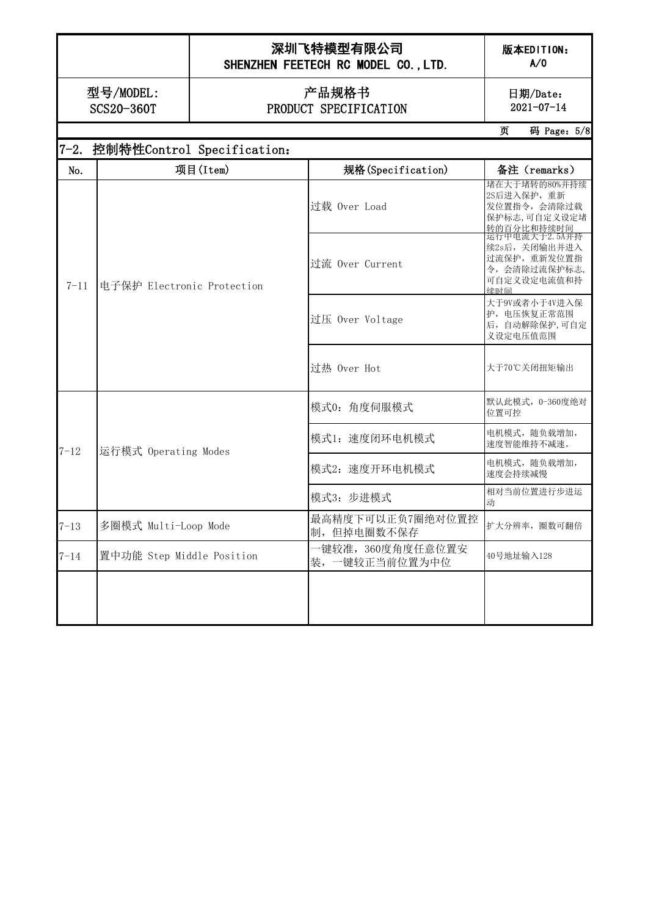## 7-2. 控制特性Control Specification：

| No. | 项目(Item) | 规格(Specification) | 备注（remarks） |
|---|---|---|---|
| 7-11 | 电子保护 Electronic Protection | 过载 Over Load | 堵在大于堵转的80%并持续2S后进入保护，重新发位置指令，会清除过载保护标志,可自定义设定堵转的百分比和持续时间 |
| | | 过流 Over Current | 运行中电流大于2.5A并持续2s后，关闭输出并进入过流保护，重新发位置指令，会清除过流保护标志,可自定义设定电流值和持续时间 |
| | | 过压 Over Voltage | 大于9V或者小于4V进入保护，电压恢复正常范围后，自动解除保护,可自定义设定电压值范围 |
| | | 过热 Over Hot | 大于70℃关闭扭矩输出 |
| 7-12 | 运行模式 Operating Modes | 模式0：角度伺服模式 | 默认此模式，0-360度绝对位置可控 |
| | | 模式1：速度闭环电机模式 | 电机模式，随负载增加，速度智能维持不减速。 |
| | | 模式2：速度开环电机模式 | 电机模式，随负载增加，速度会持续减慢 |
| | | 模式3：步进模式 | 相对当前位置进行步进运动 |
| 7-13 | 多圈模式 Multi-Loop Mode | 最高精度下可以正负7圈绝对位置控制，但掉电圈数不保存 | 扩大分辨率，圈数可翻倍 |
| 7-14 | 置中功能 Step Middle Position | 一键较准，360度角度任意位置安装，一键较正当前位置为中位 | 40号地址输入128 |
| | | | |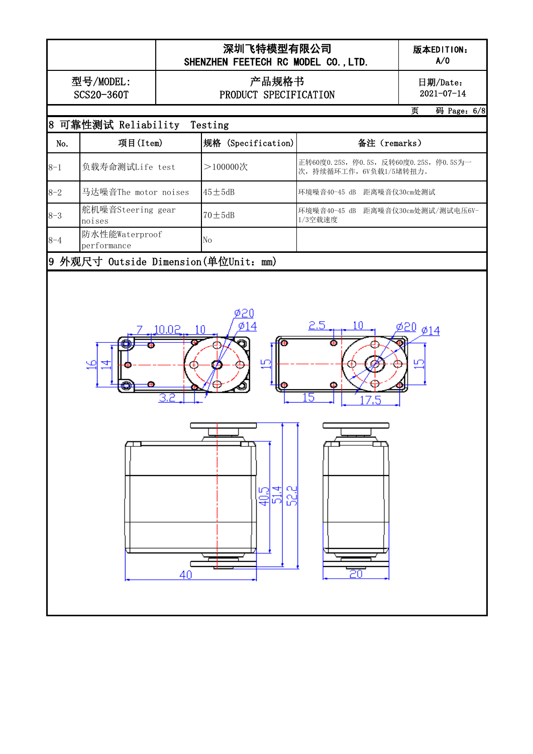| | 深圳飞特模型有限公司 SHENZHEN FEETECH RC MODEL CO.,LTD. | 版本EDITION: A/0 |
|---|---|---|
| 型号/MODEL: SCS20-360T | 产品规格书 PRODUCT SPECIFICATION | 日期/Date: 2021-07-14 |

## 8 可靠性测试 Reliability Testing

| No. | 项目(Item) | 规格 (Specification) | 备注 (remarks) |
|---|---|---|---|
| 8-1 | 负载寿命测试Life test | ＞100000次 | 正转60度0.25S，停0.5S，反转60度0.25S，停0.5S为一次，持续循环工作，6V负载1/5堵转扭力。 |
| 8-2 | 马达噪音The motor noises | 45±5dB | 环境噪音40-45 dB 距离噪音仪30cm处测试 |
| 8-3 | 舵机噪音Steering gear noises | 70±5dB | 环境噪音40-45 dB 距离噪音仪30cm处测试/测试电压6V-1/3空载速度 |
| 8-4 | 防水性能Waterproof performance | No | |

## 9 外观尺寸 Outside Dimension(单位Unit: mm)

7, 10.02, 10, Ø20, Ø14, 16, 14, 3.2, 2.5, 10, Ø20, Ø14, 15, 15, 15, 17.5, 40.5, 51.4, 52.2, 40, 20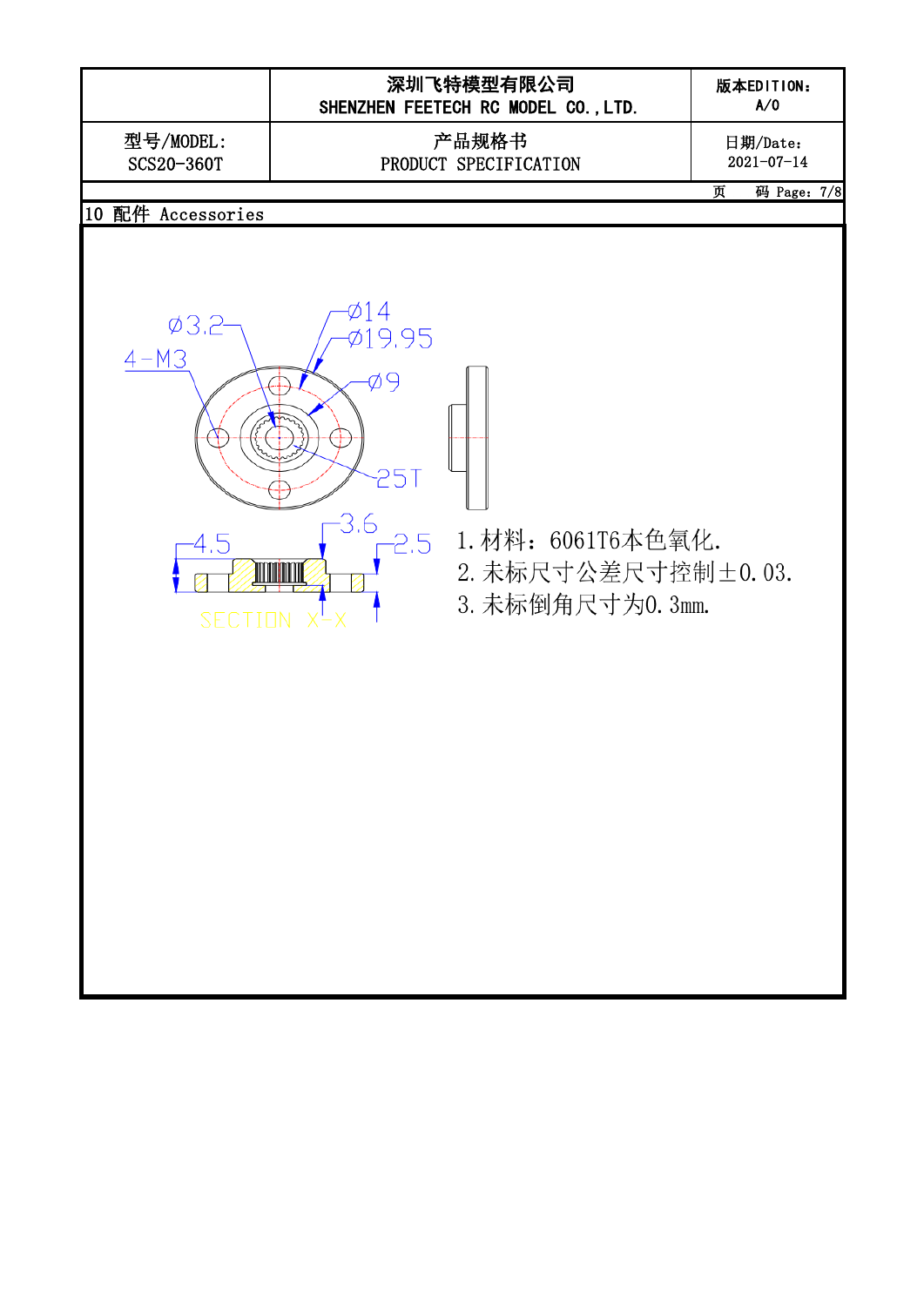| | 深圳飞特模型有限公司<br>SHENZHEN FEETECH RC MODEL CO.,LTD. | 版本EDITION：<br>A/0 |
|---|---|---|
| 型号/MODEL:<br>SCS20-360T | 产品规格书<br>PRODUCT SPECIFICATION | 日期/Date：<br>2021-07-14 |

## 10 配件 Accessories

Ø3.2

4-M3

Ø14

Ø19.95

Ø9

25T

4.5

3.6

2.5

SECTION X-X

1. 材料：6061T6本色氧化.
2. 未标尺寸公差尺寸控制±0.03.
3. 未标倒角尺寸为0.3mm.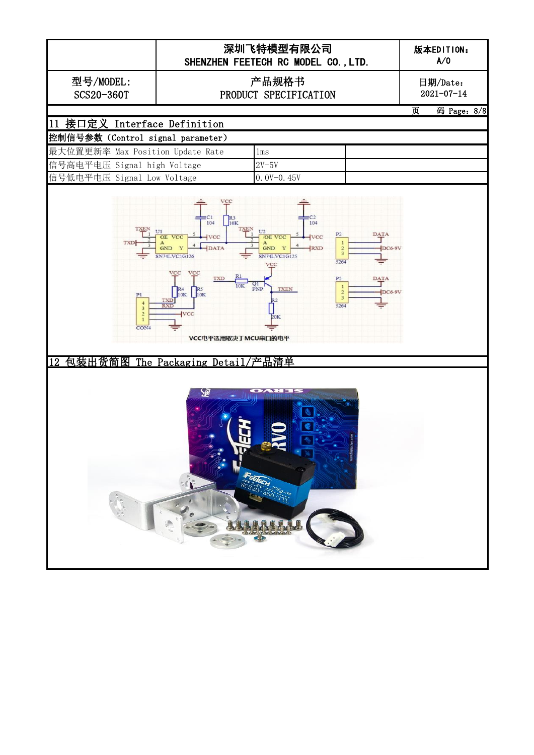| 深圳飞特模型有限公司<br>SHENZHEN FEETECH RC MODEL CO.,LTD. | 版本EDITION:<br>A/0 |
|---|---|

| 型号/MODEL:<br>SCS20-360T | 产品规格书<br>PRODUCT SPECIFICATION | 日期/Date:<br>2021-07-14 |
|---|---|---|

## 11 接口定义 Interface Definition

**控制信号参数（Control signal parameter）**

| | | |
|---|---|---|
| 最大位置更新率 Max Position Update Rate | 1ms | |
| 信号高电平电压 Signal high Voltage | 2V-5V | |
| 信号低电平电压 Signal Low Voltage | 0.0V-0.45V | |

VCC电平选用取决于MCU串口的电平

## 12 包装出货简图 The Packaging Detail/产品清单